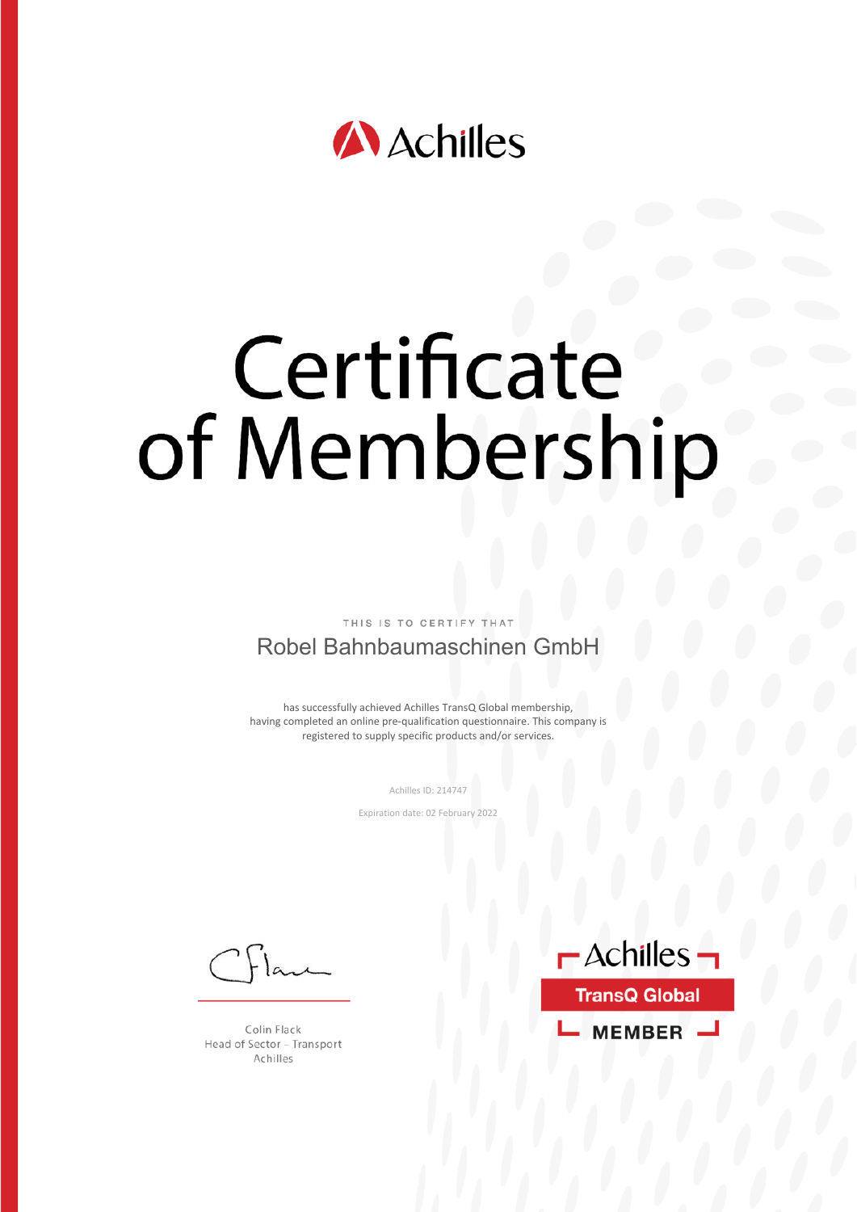Achilles

# Certificate of Membership

THIS IS TO CERTIFY THAT

## Robel Bahnbaumaschinen GmbH

has successfully achieved Achilles TransQ Global membership, having completed an online pre-qualification questionnaire. This company is registered to supply specific products and/or services.

Achilles ID: 214747

Expiration date: 02 February 2022

Colin Flack
Head of Sector – Transport
Achilles

Achilles
TransQ Global
MEMBER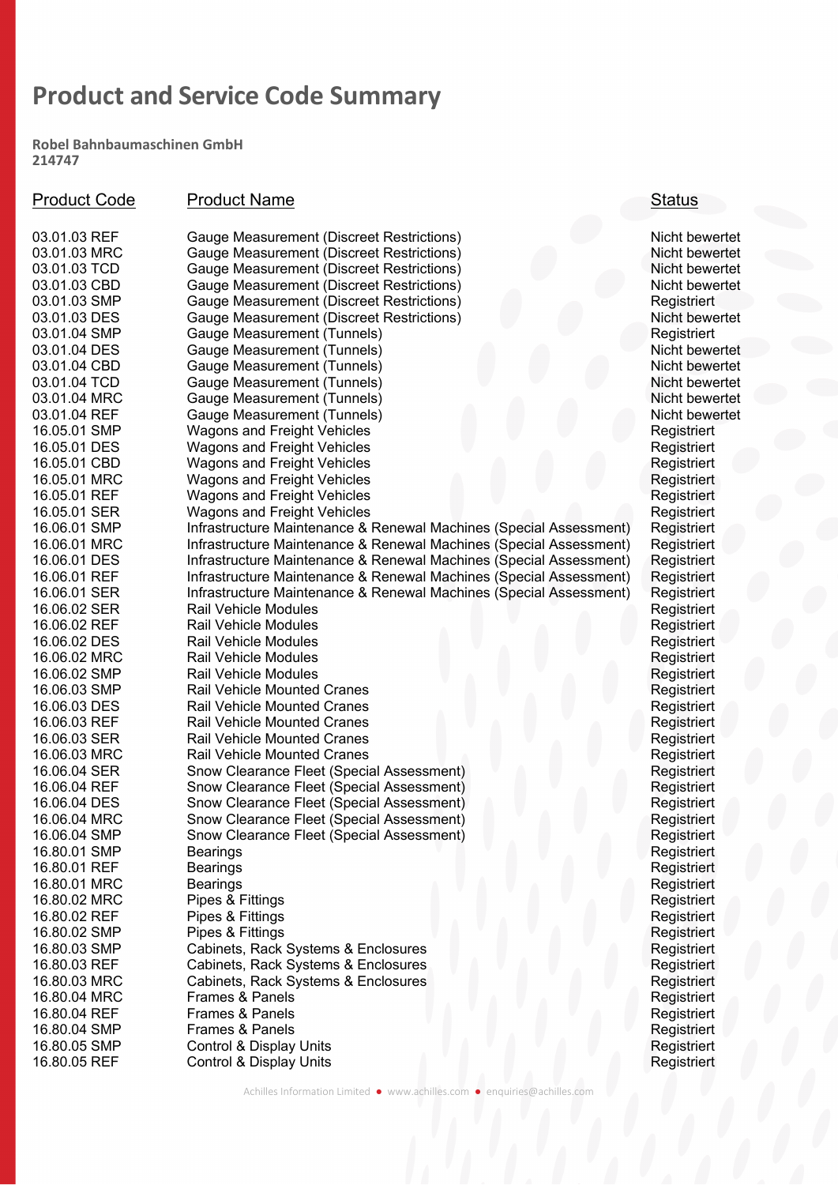# Product and Service Code Summary

**Robel Bahnbaumaschinen GmbH**
**214747**

| Product Code | Product Name | Status |
|---|---|---|
| 03.01.03 REF | Gauge Measurement (Discreet Restrictions) | Nicht bewertet |
| 03.01.03 MRC | Gauge Measurement (Discreet Restrictions) | Nicht bewertet |
| 03.01.03 TCD | Gauge Measurement (Discreet Restrictions) | Nicht bewertet |
| 03.01.03 CBD | Gauge Measurement (Discreet Restrictions) | Nicht bewertet |
| 03.01.03 SMP | Gauge Measurement (Discreet Restrictions) | Registriert |
| 03.01.03 DES | Gauge Measurement (Discreet Restrictions) | Nicht bewertet |
| 03.01.04 SMP | Gauge Measurement (Tunnels) | Registriert |
| 03.01.04 DES | Gauge Measurement (Tunnels) | Nicht bewertet |
| 03.01.04 CBD | Gauge Measurement (Tunnels) | Nicht bewertet |
| 03.01.04 TCD | Gauge Measurement (Tunnels) | Nicht bewertet |
| 03.01.04 MRC | Gauge Measurement (Tunnels) | Nicht bewertet |
| 03.01.04 REF | Gauge Measurement (Tunnels) | Nicht bewertet |
| 16.05.01 SMP | Wagons and Freight Vehicles | Registriert |
| 16.05.01 DES | Wagons and Freight Vehicles | Registriert |
| 16.05.01 CBD | Wagons and Freight Vehicles | Registriert |
| 16.05.01 MRC | Wagons and Freight Vehicles | Registriert |
| 16.05.01 REF | Wagons and Freight Vehicles | Registriert |
| 16.05.01 SER | Wagons and Freight Vehicles | Registriert |
| 16.06.01 SMP | Infrastructure Maintenance & Renewal Machines (Special Assessment) | Registriert |
| 16.06.01 MRC | Infrastructure Maintenance & Renewal Machines (Special Assessment) | Registriert |
| 16.06.01 DES | Infrastructure Maintenance & Renewal Machines (Special Assessment) | Registriert |
| 16.06.01 REF | Infrastructure Maintenance & Renewal Machines (Special Assessment) | Registriert |
| 16.06.01 SER | Infrastructure Maintenance & Renewal Machines (Special Assessment) | Registriert |
| 16.06.02 SER | Rail Vehicle Modules | Registriert |
| 16.06.02 REF | Rail Vehicle Modules | Registriert |
| 16.06.02 DES | Rail Vehicle Modules | Registriert |
| 16.06.02 MRC | Rail Vehicle Modules | Registriert |
| 16.06.02 SMP | Rail Vehicle Modules | Registriert |
| 16.06.03 SMP | Rail Vehicle Mounted Cranes | Registriert |
| 16.06.03 DES | Rail Vehicle Mounted Cranes | Registriert |
| 16.06.03 REF | Rail Vehicle Mounted Cranes | Registriert |
| 16.06.03 SER | Rail Vehicle Mounted Cranes | Registriert |
| 16.06.03 MRC | Rail Vehicle Mounted Cranes | Registriert |
| 16.06.04 SER | Snow Clearance Fleet (Special Assessment) | Registriert |
| 16.06.04 REF | Snow Clearance Fleet (Special Assessment) | Registriert |
| 16.06.04 DES | Snow Clearance Fleet (Special Assessment) | Registriert |
| 16.06.04 MRC | Snow Clearance Fleet (Special Assessment) | Registriert |
| 16.06.04 SMP | Snow Clearance Fleet (Special Assessment) | Registriert |
| 16.80.01 SMP | Bearings | Registriert |
| 16.80.01 REF | Bearings | Registriert |
| 16.80.01 MRC | Bearings | Registriert |
| 16.80.02 MRC | Pipes & Fittings | Registriert |
| 16.80.02 REF | Pipes & Fittings | Registriert |
| 16.80.02 SMP | Pipes & Fittings | Registriert |
| 16.80.03 SMP | Cabinets, Rack Systems & Enclosures | Registriert |
| 16.80.03 REF | Cabinets, Rack Systems & Enclosures | Registriert |
| 16.80.03 MRC | Cabinets, Rack Systems & Enclosures | Registriert |
| 16.80.04 MRC | Frames & Panels | Registriert |
| 16.80.04 REF | Frames & Panels | Registriert |
| 16.80.04 SMP | Frames & Panels | Registriert |
| 16.80.05 SMP | Control & Display Units | Registriert |
| 16.80.05 REF | Control & Display Units | Registriert |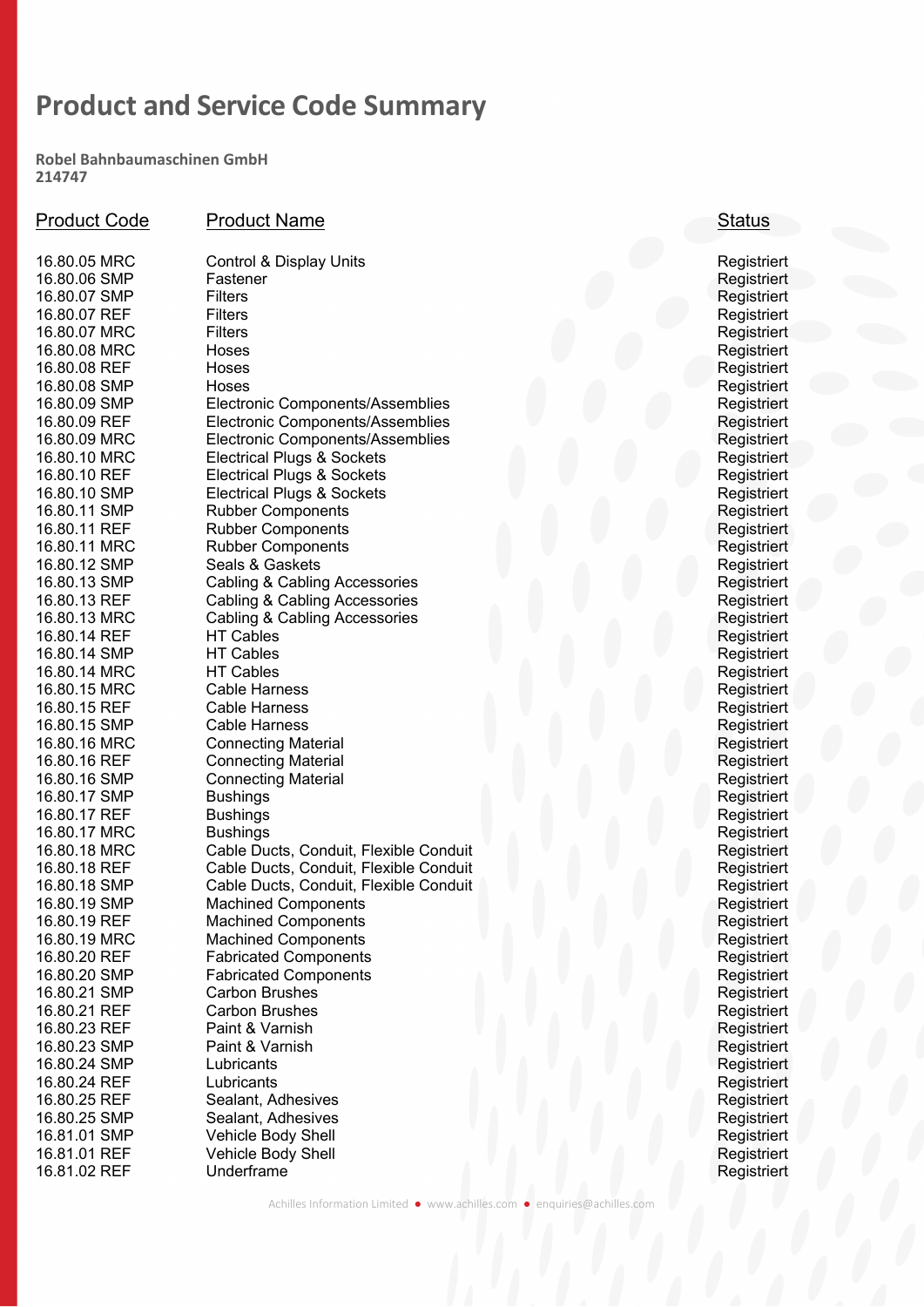# Product and Service Code Summary

**Robel Bahnbaumaschinen GmbH**
**214747**

| Product Code | Product Name | Status |
|---|---|---|
| 16.80.05 MRC | Control & Display Units | Registriert |
| 16.80.06 SMP | Fastener | Registriert |
| 16.80.07 SMP | Filters | Registriert |
| 16.80.07 REF | Filters | Registriert |
| 16.80.07 MRC | Filters | Registriert |
| 16.80.08 MRC | Hoses | Registriert |
| 16.80.08 REF | Hoses | Registriert |
| 16.80.08 SMP | Hoses | Registriert |
| 16.80.09 SMP | Electronic Components/Assemblies | Registriert |
| 16.80.09 REF | Electronic Components/Assemblies | Registriert |
| 16.80.09 MRC | Electronic Components/Assemblies | Registriert |
| 16.80.10 MRC | Electrical Plugs & Sockets | Registriert |
| 16.80.10 REF | Electrical Plugs & Sockets | Registriert |
| 16.80.10 SMP | Electrical Plugs & Sockets | Registriert |
| 16.80.11 SMP | Rubber Components | Registriert |
| 16.80.11 REF | Rubber Components | Registriert |
| 16.80.11 MRC | Rubber Components | Registriert |
| 16.80.12 SMP | Seals & Gaskets | Registriert |
| 16.80.13 SMP | Cabling & Cabling Accessories | Registriert |
| 16.80.13 REF | Cabling & Cabling Accessories | Registriert |
| 16.80.13 MRC | Cabling & Cabling Accessories | Registriert |
| 16.80.14 REF | HT Cables | Registriert |
| 16.80.14 SMP | HT Cables | Registriert |
| 16.80.14 MRC | HT Cables | Registriert |
| 16.80.15 MRC | Cable Harness | Registriert |
| 16.80.15 REF | Cable Harness | Registriert |
| 16.80.15 SMP | Cable Harness | Registriert |
| 16.80.16 MRC | Connecting Material | Registriert |
| 16.80.16 REF | Connecting Material | Registriert |
| 16.80.16 SMP | Connecting Material | Registriert |
| 16.80.17 SMP | Bushings | Registriert |
| 16.80.17 REF | Bushings | Registriert |
| 16.80.17 MRC | Bushings | Registriert |
| 16.80.18 MRC | Cable Ducts, Conduit, Flexible Conduit | Registriert |
| 16.80.18 REF | Cable Ducts, Conduit, Flexible Conduit | Registriert |
| 16.80.18 SMP | Cable Ducts, Conduit, Flexible Conduit | Registriert |
| 16.80.19 SMP | Machined Components | Registriert |
| 16.80.19 REF | Machined Components | Registriert |
| 16.80.19 MRC | Machined Components | Registriert |
| 16.80.20 REF | Fabricated Components | Registriert |
| 16.80.20 SMP | Fabricated Components | Registriert |
| 16.80.21 SMP | Carbon Brushes | Registriert |
| 16.80.21 REF | Carbon Brushes | Registriert |
| 16.80.23 REF | Paint & Varnish | Registriert |
| 16.80.23 SMP | Paint & Varnish | Registriert |
| 16.80.24 SMP | Lubricants | Registriert |
| 16.80.24 REF | Lubricants | Registriert |
| 16.80.25 REF | Sealant, Adhesives | Registriert |
| 16.80.25 SMP | Sealant, Adhesives | Registriert |
| 16.81.01 SMP | Vehicle Body Shell | Registriert |
| 16.81.01 REF | Vehicle Body Shell | Registriert |
| 16.81.02 REF | Underframe | Registriert |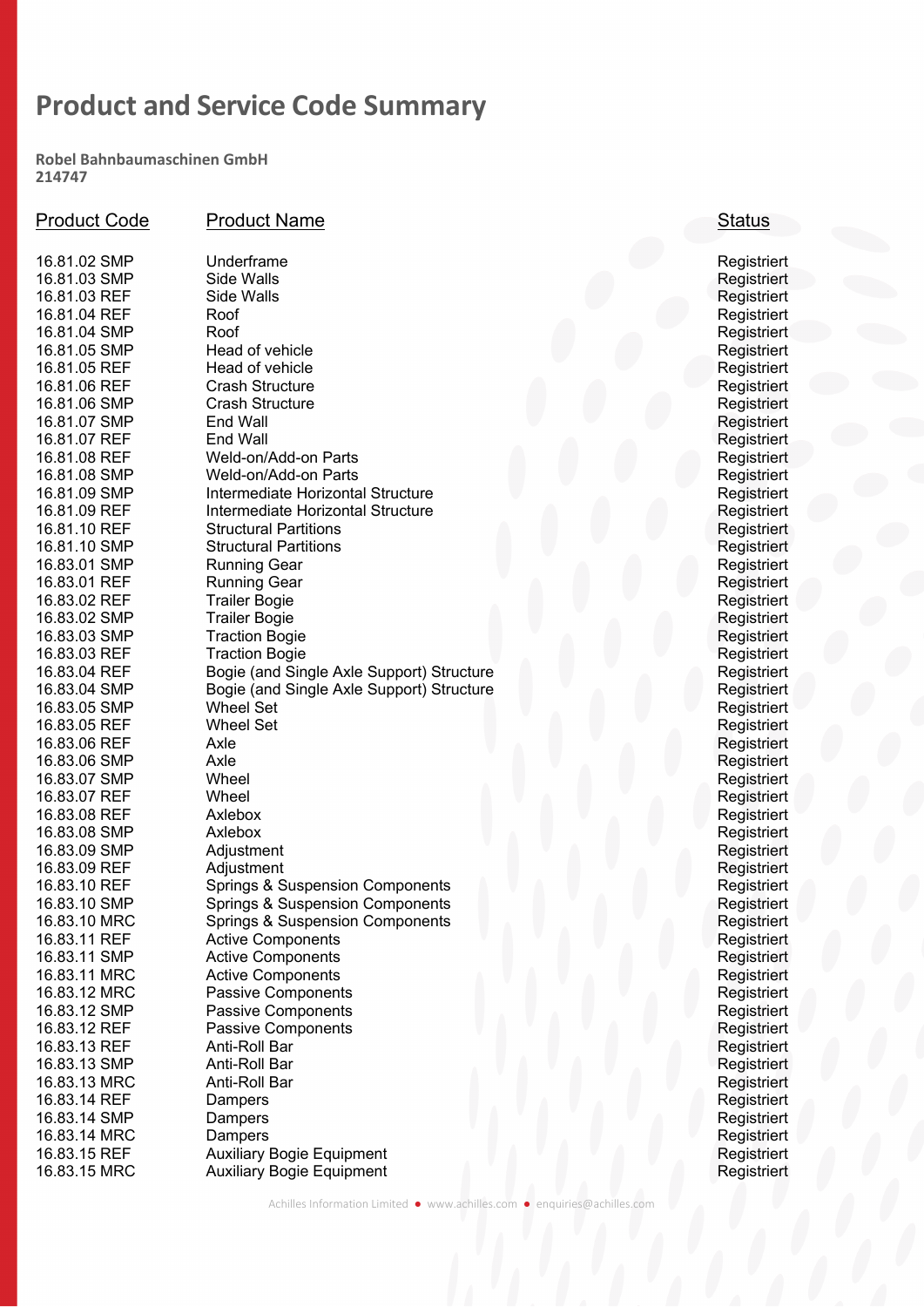# Product and Service Code Summary

**Robel Bahnbaumaschinen GmbH**
**214747**

| Product Code | Product Name | Status |
|---|---|---|
| 16.81.02 SMP | Underframe | Registriert |
| 16.81.03 SMP | Side Walls | Registriert |
| 16.81.03 REF | Side Walls | Registriert |
| 16.81.04 REF | Roof | Registriert |
| 16.81.04 SMP | Roof | Registriert |
| 16.81.05 SMP | Head of vehicle | Registriert |
| 16.81.05 REF | Head of vehicle | Registriert |
| 16.81.06 REF | Crash Structure | Registriert |
| 16.81.06 SMP | Crash Structure | Registriert |
| 16.81.07 SMP | End Wall | Registriert |
| 16.81.07 REF | End Wall | Registriert |
| 16.81.08 REF | Weld-on/Add-on Parts | Registriert |
| 16.81.08 SMP | Weld-on/Add-on Parts | Registriert |
| 16.81.09 SMP | Intermediate Horizontal Structure | Registriert |
| 16.81.09 REF | Intermediate Horizontal Structure | Registriert |
| 16.81.10 REF | Structural Partitions | Registriert |
| 16.81.10 SMP | Structural Partitions | Registriert |
| 16.83.01 SMP | Running Gear | Registriert |
| 16.83.01 REF | Running Gear | Registriert |
| 16.83.02 REF | Trailer Bogie | Registriert |
| 16.83.02 SMP | Trailer Bogie | Registriert |
| 16.83.03 SMP | Traction Bogie | Registriert |
| 16.83.03 REF | Traction Bogie | Registriert |
| 16.83.04 REF | Bogie (and Single Axle Support) Structure | Registriert |
| 16.83.04 SMP | Bogie (and Single Axle Support) Structure | Registriert |
| 16.83.05 SMP | Wheel Set | Registriert |
| 16.83.05 REF | Wheel Set | Registriert |
| 16.83.06 REF | Axle | Registriert |
| 16.83.06 SMP | Axle | Registriert |
| 16.83.07 SMP | Wheel | Registriert |
| 16.83.07 REF | Wheel | Registriert |
| 16.83.08 REF | Axlebox | Registriert |
| 16.83.08 SMP | Axlebox | Registriert |
| 16.83.09 SMP | Adjustment | Registriert |
| 16.83.09 REF | Adjustment | Registriert |
| 16.83.10 REF | Springs & Suspension Components | Registriert |
| 16.83.10 SMP | Springs & Suspension Components | Registriert |
| 16.83.10 MRC | Springs & Suspension Components | Registriert |
| 16.83.11 REF | Active Components | Registriert |
| 16.83.11 SMP | Active Components | Registriert |
| 16.83.11 MRC | Active Components | Registriert |
| 16.83.12 MRC | Passive Components | Registriert |
| 16.83.12 SMP | Passive Components | Registriert |
| 16.83.12 REF | Passive Components | Registriert |
| 16.83.13 REF | Anti-Roll Bar | Registriert |
| 16.83.13 SMP | Anti-Roll Bar | Registriert |
| 16.83.13 MRC | Anti-Roll Bar | Registriert |
| 16.83.14 REF | Dampers | Registriert |
| 16.83.14 SMP | Dampers | Registriert |
| 16.83.14 MRC | Dampers | Registriert |
| 16.83.15 REF | Auxiliary Bogie Equipment | Registriert |
| 16.83.15 MRC | Auxiliary Bogie Equipment | Registriert |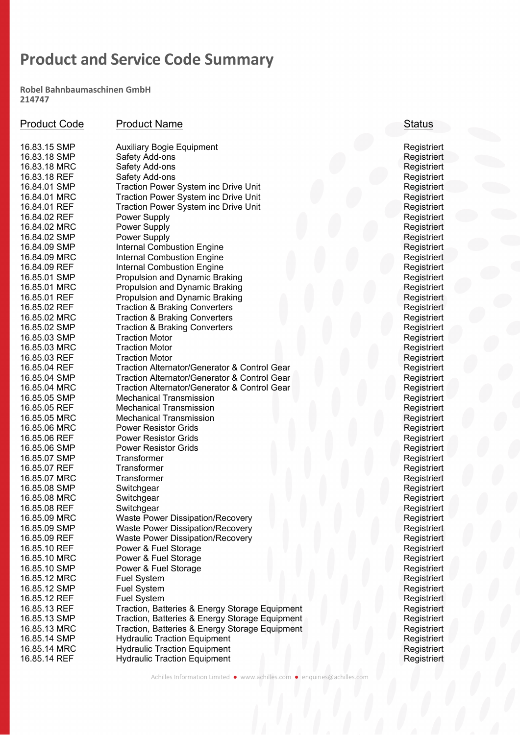# Product and Service Code Summary

**Robel Bahnbaumaschinen GmbH**
**214747**

| Product Code | Product Name | Status |
|---|---|---|
| 16.83.15 SMP | Auxiliary Bogie Equipment | Registriert |
| 16.83.18 SMP | Safety Add-ons | Registriert |
| 16.83.18 MRC | Safety Add-ons | Registriert |
| 16.83.18 REF | Safety Add-ons | Registriert |
| 16.84.01 SMP | Traction Power System inc Drive Unit | Registriert |
| 16.84.01 MRC | Traction Power System inc Drive Unit | Registriert |
| 16.84.01 REF | Traction Power System inc Drive Unit | Registriert |
| 16.84.02 REF | Power Supply | Registriert |
| 16.84.02 MRC | Power Supply | Registriert |
| 16.84.02 SMP | Power Supply | Registriert |
| 16.84.09 SMP | Internal Combustion Engine | Registriert |
| 16.84.09 MRC | Internal Combustion Engine | Registriert |
| 16.84.09 REF | Internal Combustion Engine | Registriert |
| 16.85.01 SMP | Propulsion and Dynamic Braking | Registriert |
| 16.85.01 MRC | Propulsion and Dynamic Braking | Registriert |
| 16.85.01 REF | Propulsion and Dynamic Braking | Registriert |
| 16.85.02 REF | Traction & Braking Converters | Registriert |
| 16.85.02 MRC | Traction & Braking Converters | Registriert |
| 16.85.02 SMP | Traction & Braking Converters | Registriert |
| 16.85.03 SMP | Traction Motor | Registriert |
| 16.85.03 MRC | Traction Motor | Registriert |
| 16.85.03 REF | Traction Motor | Registriert |
| 16.85.04 REF | Traction Alternator/Generator & Control Gear | Registriert |
| 16.85.04 SMP | Traction Alternator/Generator & Control Gear | Registriert |
| 16.85.04 MRC | Traction Alternator/Generator & Control Gear | Registriert |
| 16.85.05 SMP | Mechanical Transmission | Registriert |
| 16.85.05 REF | Mechanical Transmission | Registriert |
| 16.85.05 MRC | Mechanical Transmission | Registriert |
| 16.85.06 MRC | Power Resistor Grids | Registriert |
| 16.85.06 REF | Power Resistor Grids | Registriert |
| 16.85.06 SMP | Power Resistor Grids | Registriert |
| 16.85.07 SMP | Transformer | Registriert |
| 16.85.07 REF | Transformer | Registriert |
| 16.85.07 MRC | Transformer | Registriert |
| 16.85.08 SMP | Switchgear | Registriert |
| 16.85.08 MRC | Switchgear | Registriert |
| 16.85.08 REF | Switchgear | Registriert |
| 16.85.09 MRC | Waste Power Dissipation/Recovery | Registriert |
| 16.85.09 SMP | Waste Power Dissipation/Recovery | Registriert |
| 16.85.09 REF | Waste Power Dissipation/Recovery | Registriert |
| 16.85.10 REF | Power & Fuel Storage | Registriert |
| 16.85.10 MRC | Power & Fuel Storage | Registriert |
| 16.85.10 SMP | Power & Fuel Storage | Registriert |
| 16.85.12 MRC | Fuel System | Registriert |
| 16.85.12 SMP | Fuel System | Registriert |
| 16.85.12 REF | Fuel System | Registriert |
| 16.85.13 REF | Traction, Batteries & Energy Storage Equipment | Registriert |
| 16.85.13 SMP | Traction, Batteries & Energy Storage Equipment | Registriert |
| 16.85.13 MRC | Traction, Batteries & Energy Storage Equipment | Registriert |
| 16.85.14 SMP | Hydraulic Traction Equipment | Registriert |
| 16.85.14 MRC | Hydraulic Traction Equipment | Registriert |
| 16.85.14 REF | Hydraulic Traction Equipment | Registriert |

Achilles Information Limited • www.achilles.com • enquiries@achilles.com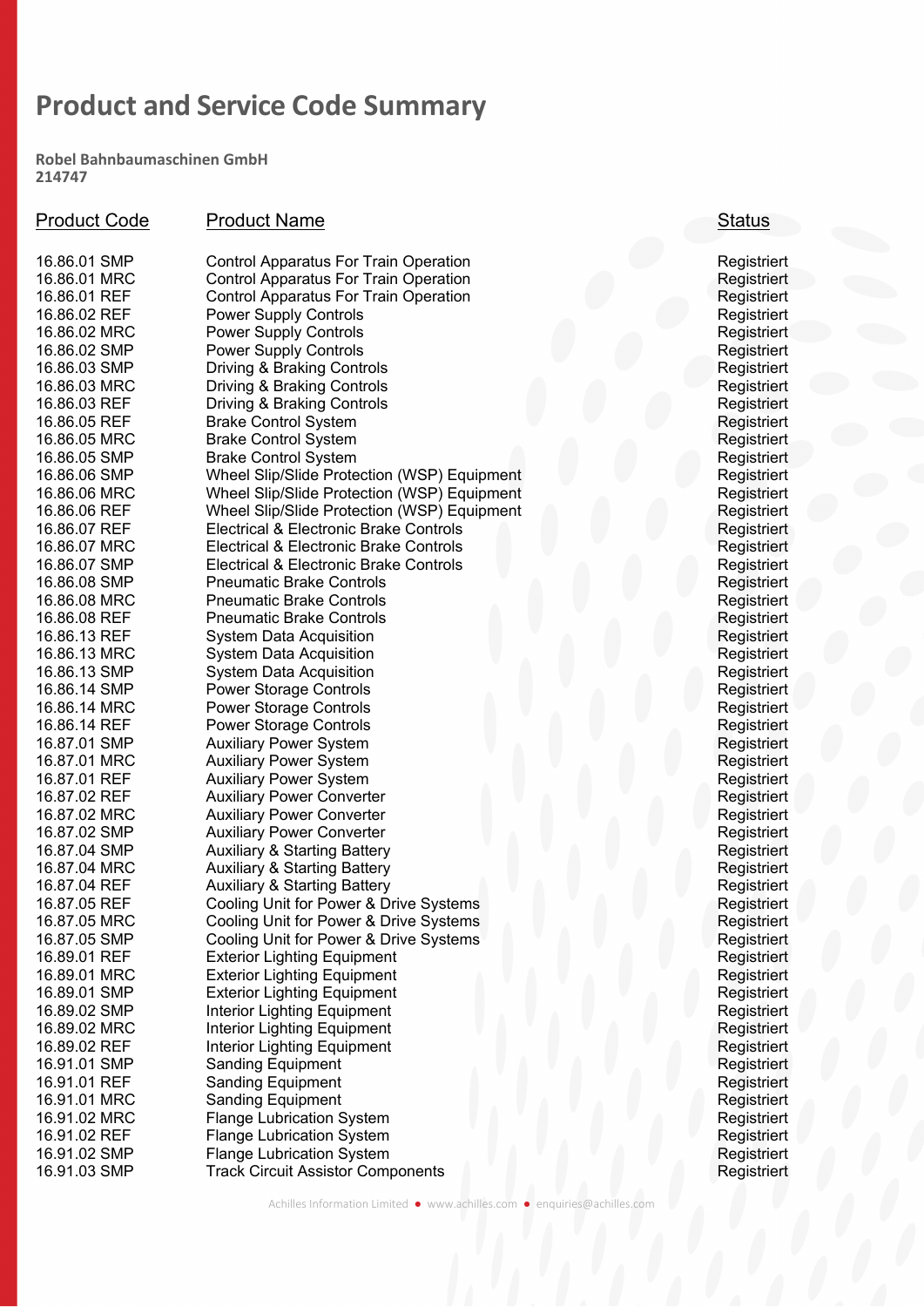# Product and Service Code Summary

**Robel Bahnbaumaschinen GmbH**
**214747**

| Product Code | Product Name | Status |
|---|---|---|
| 16.86.01 SMP | Control Apparatus For Train Operation | Registriert |
| 16.86.01 MRC | Control Apparatus For Train Operation | Registriert |
| 16.86.01 REF | Control Apparatus For Train Operation | Registriert |
| 16.86.02 REF | Power Supply Controls | Registriert |
| 16.86.02 MRC | Power Supply Controls | Registriert |
| 16.86.02 SMP | Power Supply Controls | Registriert |
| 16.86.03 SMP | Driving & Braking Controls | Registriert |
| 16.86.03 MRC | Driving & Braking Controls | Registriert |
| 16.86.03 REF | Driving & Braking Controls | Registriert |
| 16.86.05 REF | Brake Control System | Registriert |
| 16.86.05 MRC | Brake Control System | Registriert |
| 16.86.05 SMP | Brake Control System | Registriert |
| 16.86.06 SMP | Wheel Slip/Slide Protection (WSP) Equipment | Registriert |
| 16.86.06 MRC | Wheel Slip/Slide Protection (WSP) Equipment | Registriert |
| 16.86.06 REF | Wheel Slip/Slide Protection (WSP) Equipment | Registriert |
| 16.86.07 REF | Electrical & Electronic Brake Controls | Registriert |
| 16.86.07 MRC | Electrical & Electronic Brake Controls | Registriert |
| 16.86.07 SMP | Electrical & Electronic Brake Controls | Registriert |
| 16.86.08 SMP | Pneumatic Brake Controls | Registriert |
| 16.86.08 MRC | Pneumatic Brake Controls | Registriert |
| 16.86.08 REF | Pneumatic Brake Controls | Registriert |
| 16.86.13 REF | System Data Acquisition | Registriert |
| 16.86.13 MRC | System Data Acquisition | Registriert |
| 16.86.13 SMP | System Data Acquisition | Registriert |
| 16.86.14 SMP | Power Storage Controls | Registriert |
| 16.86.14 MRC | Power Storage Controls | Registriert |
| 16.86.14 REF | Power Storage Controls | Registriert |
| 16.87.01 SMP | Auxiliary Power System | Registriert |
| 16.87.01 MRC | Auxiliary Power System | Registriert |
| 16.87.01 REF | Auxiliary Power System | Registriert |
| 16.87.02 REF | Auxiliary Power Converter | Registriert |
| 16.87.02 MRC | Auxiliary Power Converter | Registriert |
| 16.87.02 SMP | Auxiliary Power Converter | Registriert |
| 16.87.04 SMP | Auxiliary & Starting Battery | Registriert |
| 16.87.04 MRC | Auxiliary & Starting Battery | Registriert |
| 16.87.04 REF | Auxiliary & Starting Battery | Registriert |
| 16.87.05 REF | Cooling Unit for Power & Drive Systems | Registriert |
| 16.87.05 MRC | Cooling Unit for Power & Drive Systems | Registriert |
| 16.87.05 SMP | Cooling Unit for Power & Drive Systems | Registriert |
| 16.89.01 REF | Exterior Lighting Equipment | Registriert |
| 16.89.01 MRC | Exterior Lighting Equipment | Registriert |
| 16.89.01 SMP | Exterior Lighting Equipment | Registriert |
| 16.89.02 SMP | Interior Lighting Equipment | Registriert |
| 16.89.02 MRC | Interior Lighting Equipment | Registriert |
| 16.89.02 REF | Interior Lighting Equipment | Registriert |
| 16.91.01 SMP | Sanding Equipment | Registriert |
| 16.91.01 REF | Sanding Equipment | Registriert |
| 16.91.01 MRC | Sanding Equipment | Registriert |
| 16.91.02 MRC | Flange Lubrication System | Registriert |
| 16.91.02 REF | Flange Lubrication System | Registriert |
| 16.91.02 SMP | Flange Lubrication System | Registriert |
| 16.91.03 SMP | Track Circuit Assistor Components | Registriert |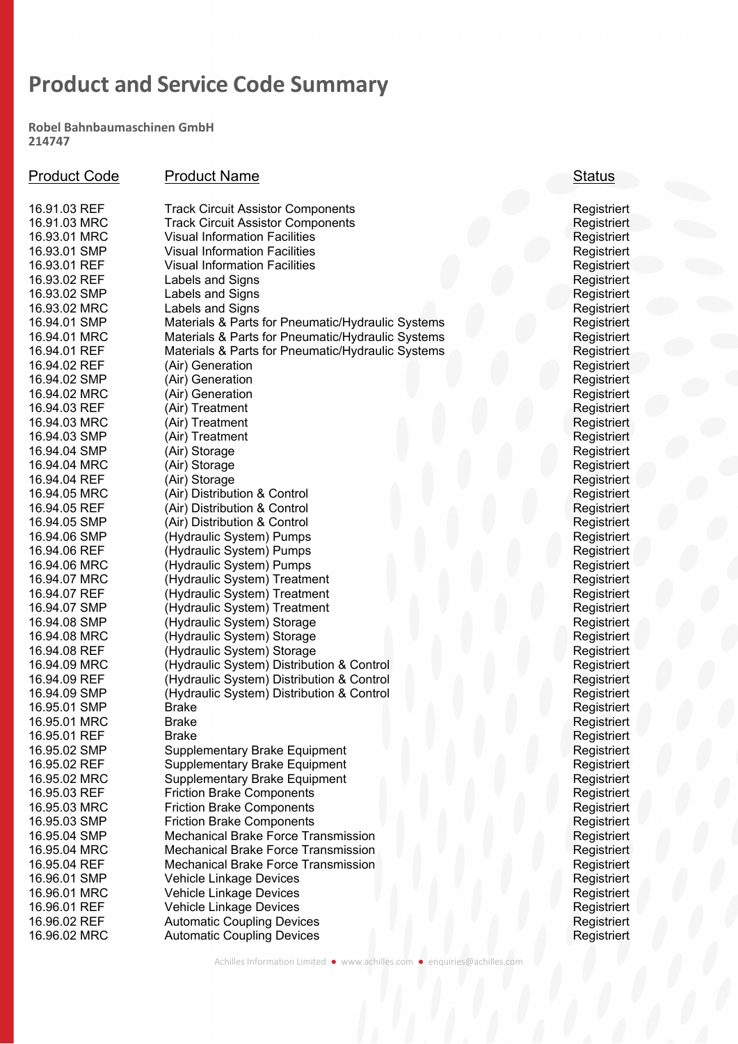# Product and Service Code Summary

**Robel Bahnbaumaschinen GmbH**
**214747**

| Product Code | Product Name | Status |
|---|---|---|
| 16.91.03 REF | Track Circuit Assistor Components | Registriert |
| 16.91.03 MRC | Track Circuit Assistor Components | Registriert |
| 16.93.01 MRC | Visual Information Facilities | Registriert |
| 16.93.01 SMP | Visual Information Facilities | Registriert |
| 16.93.01 REF | Visual Information Facilities | Registriert |
| 16.93.02 REF | Labels and Signs | Registriert |
| 16.93.02 SMP | Labels and Signs | Registriert |
| 16.93.02 MRC | Labels and Signs | Registriert |
| 16.94.01 SMP | Materials & Parts for Pneumatic/Hydraulic Systems | Registriert |
| 16.94.01 MRC | Materials & Parts for Pneumatic/Hydraulic Systems | Registriert |
| 16.94.01 REF | Materials & Parts for Pneumatic/Hydraulic Systems | Registriert |
| 16.94.02 REF | (Air) Generation | Registriert |
| 16.94.02 SMP | (Air) Generation | Registriert |
| 16.94.02 MRC | (Air) Generation | Registriert |
| 16.94.03 REF | (Air) Treatment | Registriert |
| 16.94.03 MRC | (Air) Treatment | Registriert |
| 16.94.03 SMP | (Air) Treatment | Registriert |
| 16.94.04 SMP | (Air) Storage | Registriert |
| 16.94.04 MRC | (Air) Storage | Registriert |
| 16.94.04 REF | (Air) Storage | Registriert |
| 16.94.05 MRC | (Air) Distribution & Control | Registriert |
| 16.94.05 REF | (Air) Distribution & Control | Registriert |
| 16.94.05 SMP | (Air) Distribution & Control | Registriert |
| 16.94.06 SMP | (Hydraulic System) Pumps | Registriert |
| 16.94.06 REF | (Hydraulic System) Pumps | Registriert |
| 16.94.06 MRC | (Hydraulic System) Pumps | Registriert |
| 16.94.07 MRC | (Hydraulic System) Treatment | Registriert |
| 16.94.07 REF | (Hydraulic System) Treatment | Registriert |
| 16.94.07 SMP | (Hydraulic System) Treatment | Registriert |
| 16.94.08 SMP | (Hydraulic System) Storage | Registriert |
| 16.94.08 MRC | (Hydraulic System) Storage | Registriert |
| 16.94.08 REF | (Hydraulic System) Storage | Registriert |
| 16.94.09 MRC | (Hydraulic System) Distribution & Control | Registriert |
| 16.94.09 REF | (Hydraulic System) Distribution & Control | Registriert |
| 16.94.09 SMP | (Hydraulic System) Distribution & Control | Registriert |
| 16.95.01 SMP | Brake | Registriert |
| 16.95.01 MRC | Brake | Registriert |
| 16.95.01 REF | Brake | Registriert |
| 16.95.02 SMP | Supplementary Brake Equipment | Registriert |
| 16.95.02 REF | Supplementary Brake Equipment | Registriert |
| 16.95.02 MRC | Supplementary Brake Equipment | Registriert |
| 16.95.03 REF | Friction Brake Components | Registriert |
| 16.95.03 MRC | Friction Brake Components | Registriert |
| 16.95.03 SMP | Friction Brake Components | Registriert |
| 16.95.04 SMP | Mechanical Brake Force Transmission | Registriert |
| 16.95.04 MRC | Mechanical Brake Force Transmission | Registriert |
| 16.95.04 REF | Mechanical Brake Force Transmission | Registriert |
| 16.96.01 SMP | Vehicle Linkage Devices | Registriert |
| 16.96.01 MRC | Vehicle Linkage Devices | Registriert |
| 16.96.01 REF | Vehicle Linkage Devices | Registriert |
| 16.96.02 REF | Automatic Coupling Devices | Registriert |
| 16.96.02 MRC | Automatic Coupling Devices | Registriert |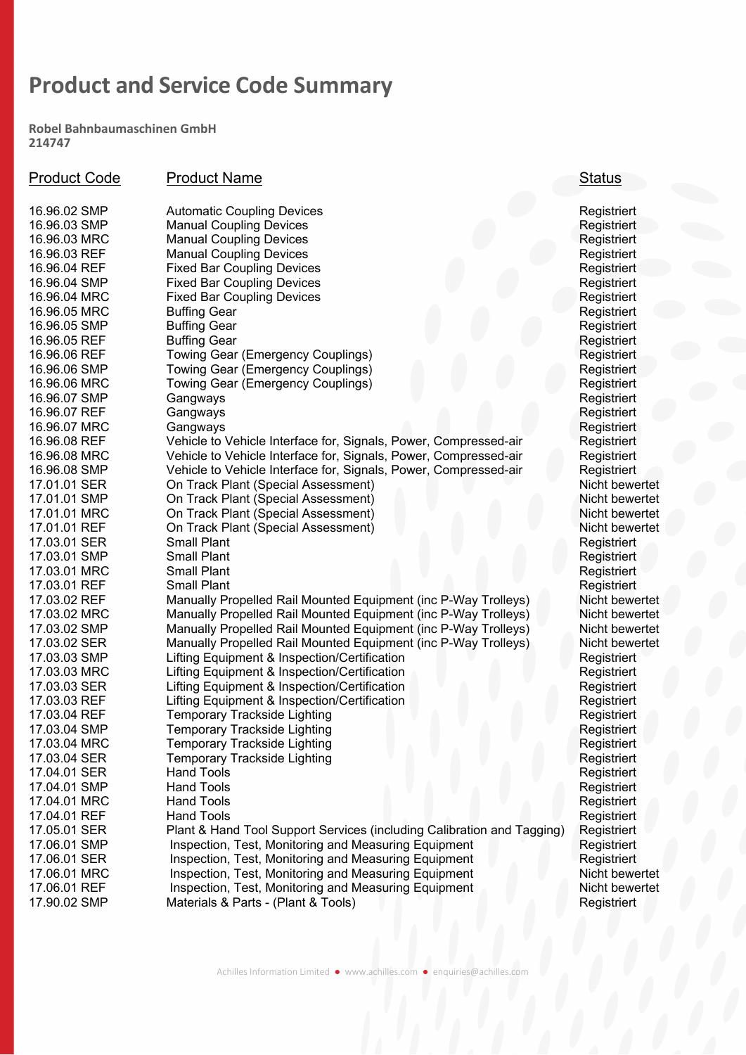# Product and Service Code Summary

**Robel Bahnbaumaschinen GmbH**
**214747**

| Product Code | Product Name | Status |
|---|---|---|
| 16.96.02 SMP | Automatic Coupling Devices | Registriert |
| 16.96.03 SMP | Manual Coupling Devices | Registriert |
| 16.96.03 MRC | Manual Coupling Devices | Registriert |
| 16.96.03 REF | Manual Coupling Devices | Registriert |
| 16.96.04 REF | Fixed Bar Coupling Devices | Registriert |
| 16.96.04 SMP | Fixed Bar Coupling Devices | Registriert |
| 16.96.04 MRC | Fixed Bar Coupling Devices | Registriert |
| 16.96.05 MRC | Buffing Gear | Registriert |
| 16.96.05 SMP | Buffing Gear | Registriert |
| 16.96.05 REF | Buffing Gear | Registriert |
| 16.96.06 REF | Towing Gear (Emergency Couplings) | Registriert |
| 16.96.06 SMP | Towing Gear (Emergency Couplings) | Registriert |
| 16.96.06 MRC | Towing Gear (Emergency Couplings) | Registriert |
| 16.96.07 SMP | Gangways | Registriert |
| 16.96.07 REF | Gangways | Registriert |
| 16.96.07 MRC | Gangways | Registriert |
| 16.96.08 REF | Vehicle to Vehicle Interface for, Signals, Power, Compressed-air | Registriert |
| 16.96.08 MRC | Vehicle to Vehicle Interface for, Signals, Power, Compressed-air | Registriert |
| 16.96.08 SMP | Vehicle to Vehicle Interface for, Signals, Power, Compressed-air | Registriert |
| 17.01.01 SER | On Track Plant (Special Assessment) | Nicht bewertet |
| 17.01.01 SMP | On Track Plant (Special Assessment) | Nicht bewertet |
| 17.01.01 MRC | On Track Plant (Special Assessment) | Nicht bewertet |
| 17.01.01 REF | On Track Plant (Special Assessment) | Nicht bewertet |
| 17.03.01 SER | Small Plant | Registriert |
| 17.03.01 SMP | Small Plant | Registriert |
| 17.03.01 MRC | Small Plant | Registriert |
| 17.03.01 REF | Small Plant | Registriert |
| 17.03.02 REF | Manually Propelled Rail Mounted Equipment (inc P-Way Trolleys) | Nicht bewertet |
| 17.03.02 MRC | Manually Propelled Rail Mounted Equipment (inc P-Way Trolleys) | Nicht bewertet |
| 17.03.02 SMP | Manually Propelled Rail Mounted Equipment (inc P-Way Trolleys) | Nicht bewertet |
| 17.03.02 SER | Manually Propelled Rail Mounted Equipment (inc P-Way Trolleys) | Nicht bewertet |
| 17.03.03 SMP | Lifting Equipment & Inspection/Certification | Registriert |
| 17.03.03 MRC | Lifting Equipment & Inspection/Certification | Registriert |
| 17.03.03 SER | Lifting Equipment & Inspection/Certification | Registriert |
| 17.03.03 REF | Lifting Equipment & Inspection/Certification | Registriert |
| 17.03.04 REF | Temporary Trackside Lighting | Registriert |
| 17.03.04 SMP | Temporary Trackside Lighting | Registriert |
| 17.03.04 MRC | Temporary Trackside Lighting | Registriert |
| 17.03.04 SER | Temporary Trackside Lighting | Registriert |
| 17.04.01 SER | Hand Tools | Registriert |
| 17.04.01 SMP | Hand Tools | Registriert |
| 17.04.01 MRC | Hand Tools | Registriert |
| 17.04.01 REF | Hand Tools | Registriert |
| 17.05.01 SER | Plant & Hand Tool Support Services (including Calibration and Tagging) | Registriert |
| 17.06.01 SMP | Inspection, Test, Monitoring and Measuring Equipment | Registriert |
| 17.06.01 SER | Inspection, Test, Monitoring and Measuring Equipment | Registriert |
| 17.06.01 MRC | Inspection, Test, Monitoring and Measuring Equipment | Nicht bewertet |
| 17.06.01 REF | Inspection, Test, Monitoring and Measuring Equipment | Nicht bewertet |
| 17.90.02 SMP | Materials & Parts - (Plant & Tools) | Registriert |